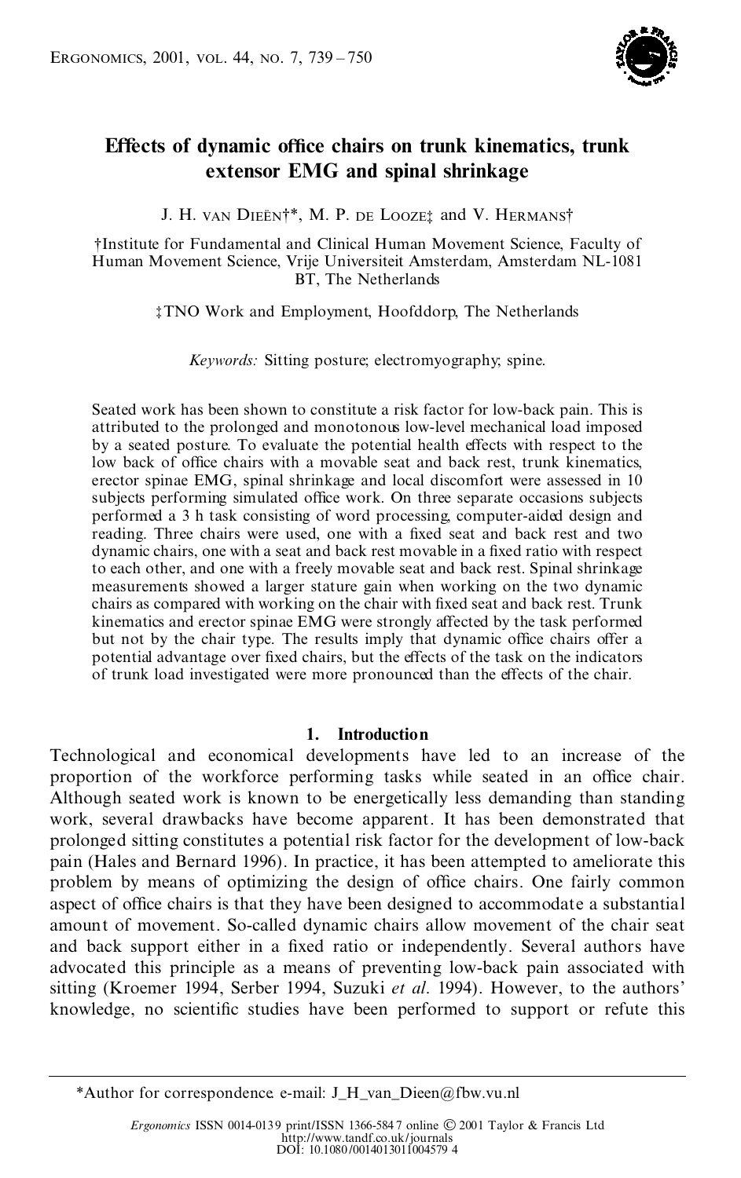# Effects of dynamic office chairs on trunk kinematics, trunk extensor EMG and spinal shrinkage

J. H. van Dieën†*, M. P. de Looze‡ and V. Hermans†

†Institute for Fundamental and Clinical Human Movement Science, Faculty of Human Movement Science, Vrije Universiteit Amsterdam, Amsterdam NL-1081 BT, The Netherlands

‡TNO Work and Employment, Hoofddorp, The Netherlands

*Keywords:* Sitting posture; electromyography; spine.

Seated work has been shown to constitute a risk factor for low-back pain. This is attributed to the prolonged and monotonous low-level mechanical load imposed by a seated posture. To evaluate the potential health effects with respect to the low back of office chairs with a movable seat and back rest, trunk kinematics, erector spinae EMG, spinal shrinkage and local discomfort were assessed in 10 subjects performing simulated office work. On three separate occasions subjects performed a 3 h task consisting of word processing, computer-aided design and reading. Three chairs were used, one with a fixed seat and back rest and two dynamic chairs, one with a seat and back rest movable in a fixed ratio with respect to each other, and one with a freely movable seat and back rest. Spinal shrinkage measurements showed a larger stature gain when working on the two dynamic chairs as compared with working on the chair with fixed seat and back rest. Trunk kinematics and erector spinae EMG were strongly affected by the task performed but not by the chair type. The results imply that dynamic office chairs offer a potential advantage over fixed chairs, but the effects of the task on the indicators of trunk load investigated were more pronounced than the effects of the chair.

## 1. Introduction

Technological and economical developments have led to an increase of the proportion of the workforce performing tasks while seated in an office chair. Although seated work is known to be energetically less demanding than standing work, several drawbacks have become apparent. It has been demonstrated that prolonged sitting constitutes a potential risk factor for the development of low-back pain (Hales and Bernard 1996). In practice, it has been attempted to ameliorate this problem by means of optimizing the design of office chairs. One fairly common aspect of office chairs is that they have been designed to accommodate a substantial amount of movement. So-called dynamic chairs allow movement of the chair seat and back support either in a fixed ratio or independently. Several authors have advocated this principle as a means of preventing low-back pain associated with sitting (Kroemer 1994, Serber 1994, Suzuki *et al.* 1994). However, to the authors' knowledge, no scientific studies have been performed to support or refute this

*Author for correspondence. e-mail: J_H_van_Dieen@fbw.vu.nl

*Ergonomics* ISSN 0014-0139 print/ISSN 1366-5847 online © 2001 Taylor & Francis Ltd
http://www.tandf.co.uk/journals
DOI: 10.1080/00140130110045794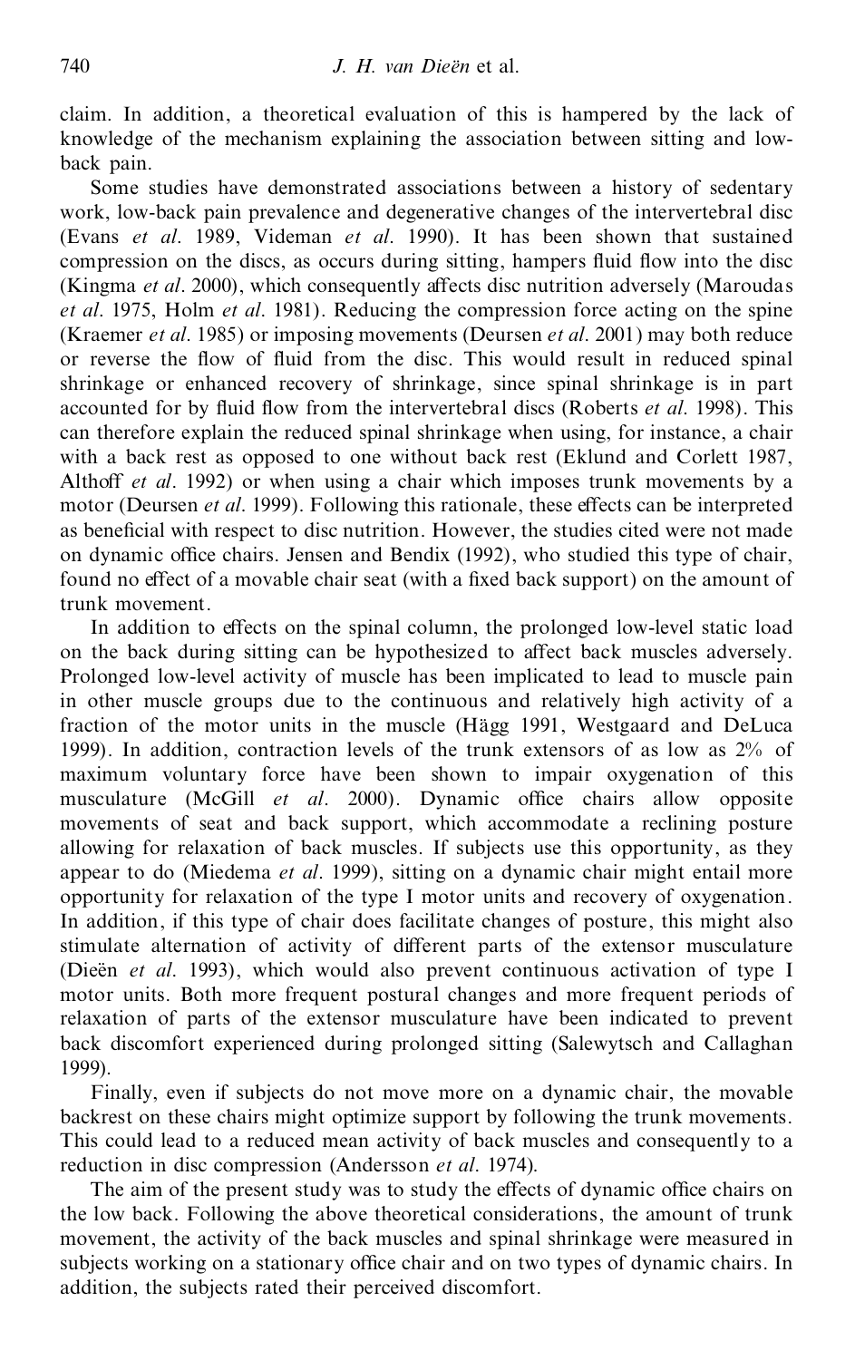claim. In addition, a theoretical evaluation of this is hampered by the lack of knowledge of the mechanism explaining the association between sitting and low-back pain.

Some studies have demonstrated associations between a history of sedentary work, low-back pain prevalence and degenerative changes of the intervertebral disc (Evans *et al*. 1989, Videman *et al*. 1990). It has been shown that sustained compression on the discs, as occurs during sitting, hampers fluid flow into the disc (Kingma *et al*. 2000), which consequently affects disc nutrition adversely (Maroudas *et al*. 1975, Holm *et al*. 1981). Reducing the compression force acting on the spine (Kraemer *et al*. 1985) or imposing movements (Deursen *et al*. 2001) may both reduce or reverse the flow of fluid from the disc. This would result in reduced spinal shrinkage or enhanced recovery of shrinkage, since spinal shrinkage is in part accounted for by fluid flow from the intervertebral discs (Roberts *et al*. 1998). This can therefore explain the reduced spinal shrinkage when using, for instance, a chair with a back rest as opposed to one without back rest (Eklund and Corlett 1987, Althoff *et al*. 1992) or when using a chair which imposes trunk movements by a motor (Deursen *et al*. 1999). Following this rationale, these effects can be interpreted as beneficial with respect to disc nutrition. However, the studies cited were not made on dynamic office chairs. Jensen and Bendix (1992), who studied this type of chair, found no effect of a movable chair seat (with a fixed back support) on the amount of trunk movement.

In addition to effects on the spinal column, the prolonged low-level static load on the back during sitting can be hypothesized to affect back muscles adversely. Prolonged low-level activity of muscle has been implicated to lead to muscle pain in other muscle groups due to the continuous and relatively high activity of a fraction of the motor units in the muscle (Hägg 1991, Westgaard and DeLuca 1999). In addition, contraction levels of the trunk extensors of as low as 2% of maximum voluntary force have been shown to impair oxygenation of this musculature (McGill *et al*. 2000). Dynamic office chairs allow opposite movements of seat and back support, which accommodate a reclining posture allowing for relaxation of back muscles. If subjects use this opportunity, as they appear to do (Miedema *et al*. 1999), sitting on a dynamic chair might entail more opportunity for relaxation of the type I motor units and recovery of oxygenation. In addition, if this type of chair does facilitate changes of posture, this might also stimulate alternation of activity of different parts of the extensor musculature (Dieën *et al*. 1993), which would also prevent continuous activation of type I motor units. Both more frequent postural changes and more frequent periods of relaxation of parts of the extensor musculature have been indicated to prevent back discomfort experienced during prolonged sitting (Salewytsch and Callaghan 1999).

Finally, even if subjects do not move more on a dynamic chair, the movable backrest on these chairs might optimize support by following the trunk movements. This could lead to a reduced mean activity of back muscles and consequently to a reduction in disc compression (Andersson *et al*. 1974).

The aim of the present study was to study the effects of dynamic office chairs on the low back. Following the above theoretical considerations, the amount of trunk movement, the activity of the back muscles and spinal shrinkage were measured in subjects working on a stationary office chair and on two types of dynamic chairs. In addition, the subjects rated their perceived discomfort.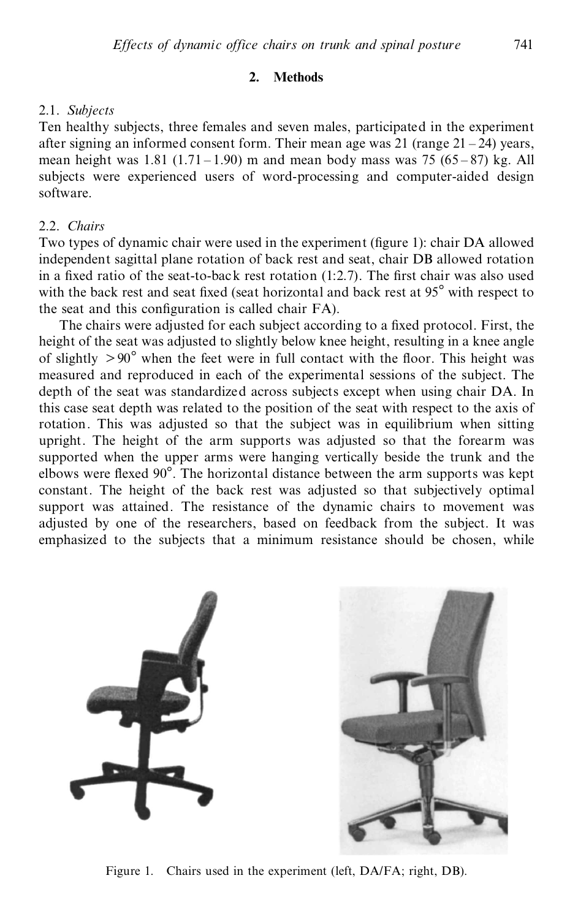## 2. Methods

### 2.1. *Subjects*

Ten healthy subjects, three females and seven males, participated in the experiment after signing an informed consent form. Their mean age was 21 (range 21 – 24) years, mean height was 1.81 (1.71 – 1.90) m and mean body mass was 75 (65 – 87) kg. All subjects were experienced users of word-processing and computer-aided design software.

### 2.2. *Chairs*

Two types of dynamic chair were used in the experiment (figure 1): chair DA allowed independent sagittal plane rotation of back rest and seat, chair DB allowed rotation in a fixed ratio of the seat-to-back rest rotation (1:2.7). The first chair was also used with the back rest and seat fixed (seat horizontal and back rest at 95° with respect to the seat and this configuration is called chair FA).

The chairs were adjusted for each subject according to a fixed protocol. First, the height of the seat was adjusted to slightly below knee height, resulting in a knee angle of slightly $>90°$ when the feet were in full contact with the floor. This height was measured and reproduced in each of the experimental sessions of the subject. The depth of the seat was standardized across subjects except when using chair DA. In this case seat depth was related to the position of the seat with respect to the axis of rotation. This was adjusted so that the subject was in equilibrium when sitting upright. The height of the arm supports was adjusted so that the forearm was supported when the upper arms were hanging vertically beside the trunk and the elbows were flexed 90°. The horizontal distance between the arm supports was kept constant. The height of the back rest was adjusted so that subjectively optimal support was attained. The resistance of the dynamic chairs to movement was adjusted by one of the researchers, based on feedback from the subject. It was emphasized to the subjects that a minimum resistance should be chosen, while

Figure 1. Chairs used in the experiment (left, DA/FA; right, DB).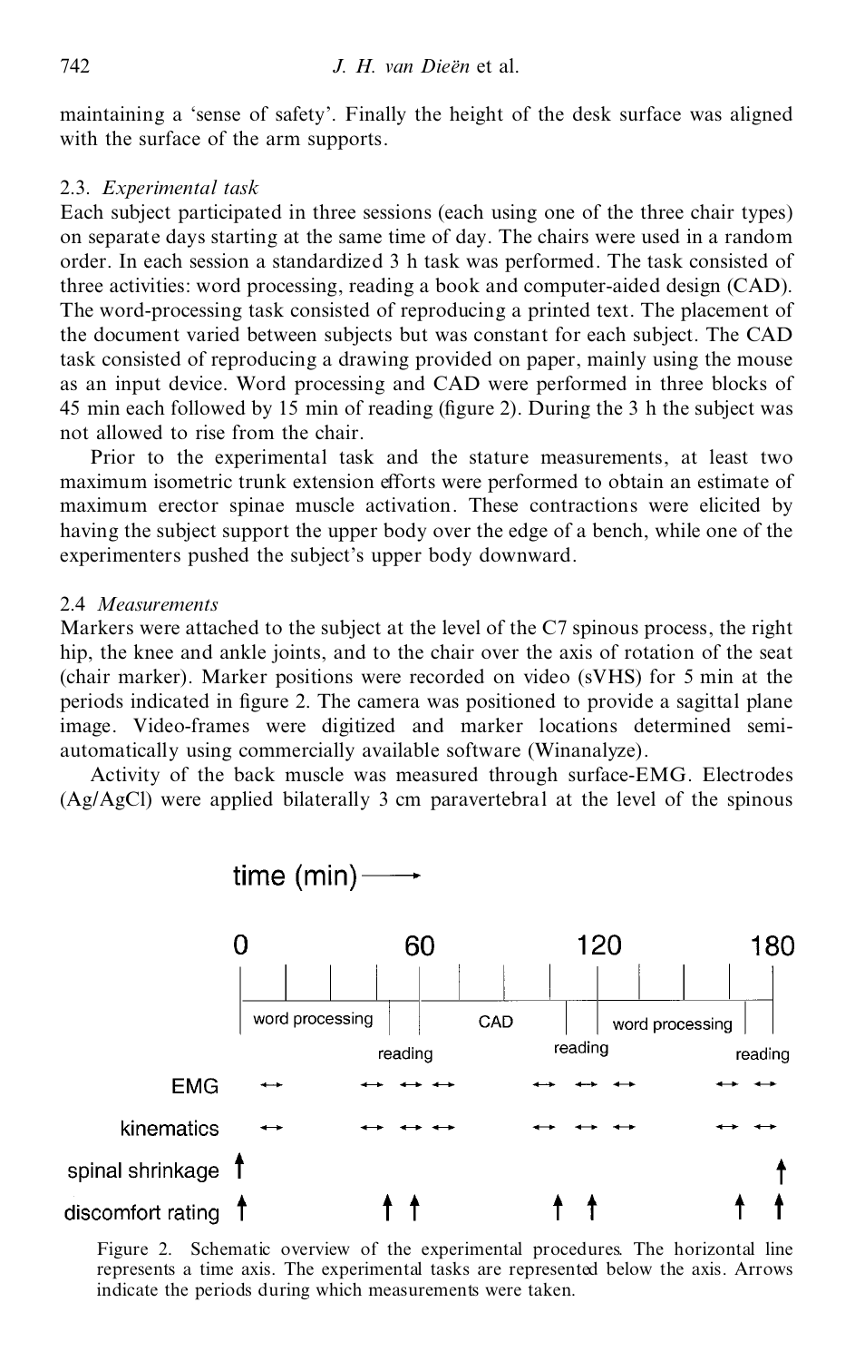maintaining a 'sense of safety'. Finally the height of the desk surface was aligned with the surface of the arm supports.

### 2.3. *Experimental task*

Each subject participated in three sessions (each using one of the three chair types) on separate days starting at the same time of day. The chairs were used in a random order. In each session a standardized 3 h task was performed. The task consisted of three activities: word processing, reading a book and computer-aided design (CAD). The word-processing task consisted of reproducing a printed text. The placement of the document varied between subjects but was constant for each subject. The CAD task consisted of reproducing a drawing provided on paper, mainly using the mouse as an input device. Word processing and CAD were performed in three blocks of 45 min each followed by 15 min of reading (figure 2). During the 3 h the subject was not allowed to rise from the chair.

Prior to the experimental task and the stature measurements, at least two maximum isometric trunk extension efforts were performed to obtain an estimate of maximum erector spinae muscle activation. These contractions were elicited by having the subject support the upper body over the edge of a bench, while one of the experimenters pushed the subject's upper body downward.

### 2.4 *Measurements*

Markers were attached to the subject at the level of the C7 spinous process, the right hip, the knee and ankle joints, and to the chair over the axis of rotation of the seat (chair marker). Marker positions were recorded on video (sVHS) for 5 min at the periods indicated in figure 2. The camera was positioned to provide a sagittal plane image. Video-frames were digitized and marker locations determined semi-automatically using commercially available software (Winanalyze).

Activity of the back muscle was measured through surface-EMG. Electrodes (Ag/AgCl) were applied bilaterally 3 cm paravertebral at the level of the spinous

time (min)
0
60
120
180
word processing
CAD
word processing
reading
reading
reading
EMG
kinematics
spinal shrinkage
discomfort rating

Figure 2. Schematic overview of the experimental procedures. The horizontal line represents a time axis. The experimental tasks are represented below the axis. Arrows indicate the periods during which measurements were taken.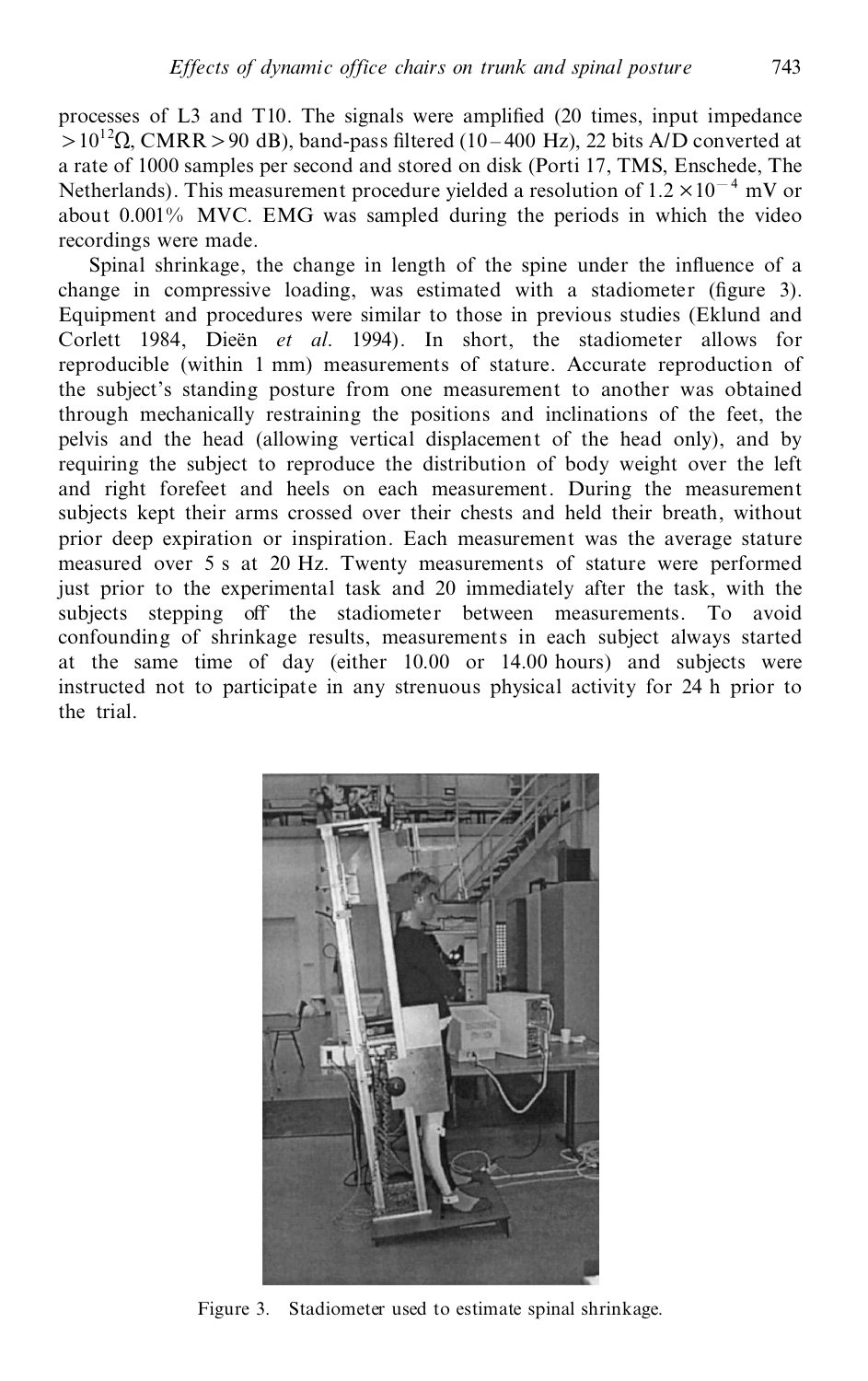processes of L3 and T10. The signals were amplified (20 times, input impedance $> 10^{12}\Omega$, CMRR > 90 dB), band-pass filtered (10–400 Hz), 22 bits A/D converted at a rate of 1000 samples per second and stored on disk (Porti 17, TMS, Enschede, The Netherlands). This measurement procedure yielded a resolution of $1.2 \times 10^{-4}$ mV or about 0.001% MVC. EMG was sampled during the periods in which the video recordings were made.

Spinal shrinkage, the change in length of the spine under the influence of a change in compressive loading, was estimated with a stadiometer (figure 3). Equipment and procedures were similar to those in previous studies (Eklund and Corlett 1984, Dieën *et al.* 1994). In short, the stadiometer allows for reproducible (within 1 mm) measurements of stature. Accurate reproduction of the subject's standing posture from one measurement to another was obtained through mechanically restraining the positions and inclinations of the feet, the pelvis and the head (allowing vertical displacement of the head only), and by requiring the subject to reproduce the distribution of body weight over the left and right forefeet and heels on each measurement. During the measurement subjects kept their arms crossed over their chests and held their breath, without prior deep expiration or inspiration. Each measurement was the average stature measured over 5 s at 20 Hz. Twenty measurements of stature were performed just prior to the experimental task and 20 immediately after the task, with the subjects stepping off the stadiometer between measurements. To avoid confounding of shrinkage results, measurements in each subject always started at the same time of day (either 10.00 or 14.00 hours) and subjects were instructed not to participate in any strenuous physical activity for 24 h prior to the trial.

Figure 3. Stadiometer used to estimate spinal shrinkage.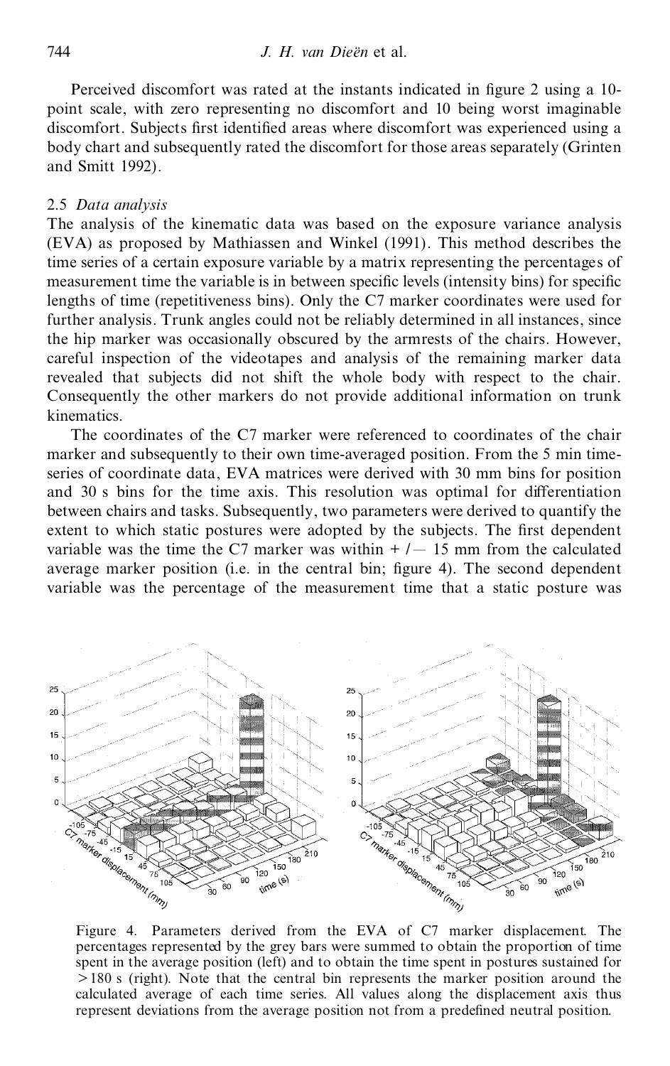Perceived discomfort was rated at the instants indicated in figure 2 using a 10-point scale, with zero representing no discomfort and 10 being worst imaginable discomfort. Subjects first identified areas where discomfort was experienced using a body chart and subsequently rated the discomfort for those areas separately (Grinten and Smitt 1992).

### 2.5 *Data analysis*

The analysis of the kinematic data was based on the exposure variance analysis (EVA) as proposed by Mathiassen and Winkel (1991). This method describes the time series of a certain exposure variable by a matrix representing the percentages of measurement time the variable is in between specific levels (intensity bins) for specific lengths of time (repetitiveness bins). Only the C7 marker coordinates were used for further analysis. Trunk angles could not be reliably determined in all instances, since the hip marker was occasionally obscured by the armrests of the chairs. However, careful inspection of the videotapes and analysis of the remaining marker data revealed that subjects did not shift the whole body with respect to the chair. Consequently the other markers do not provide additional information on trunk kinematics.

The coordinates of the C7 marker were referenced to coordinates of the chair marker and subsequently to their own time-averaged position. From the 5 min time-series of coordinate data, EVA matrices were derived with 30 mm bins for position and 30 s bins for the time axis. This resolution was optimal for differentiation between chairs and tasks. Subsequently, two parameters were derived to quantify the extent to which static postures were adopted by the subjects. The first dependent variable was the time the C7 marker was within +/− 15 mm from the calculated average marker position (i.e. in the central bin; figure 4). The second dependent variable was the percentage of the measurement time that a static posture was

25
20
15
10
5
0
-105
-75
-45
-15
15
45
75
105
C7 marker displacement (mm)
30
60
90
120
150
180
210
time (s)

25
20
15
10
5
0
-105
-75
-45
-15
15
45
75
105
C7 marker displacement (mm)
30
60
90
120
150
180
210
time (s)

Figure 4. Parameters derived from the EVA of C7 marker displacement. The percentages represented by the grey bars were summed to obtain the proportion of time spent in the average position (left) and to obtain the time spent in postures sustained for >180 s (right). Note that the central bin represents the marker position around the calculated average of each time series. All values along the displacement axis thus represent deviations from the average position not from a predefined neutral position.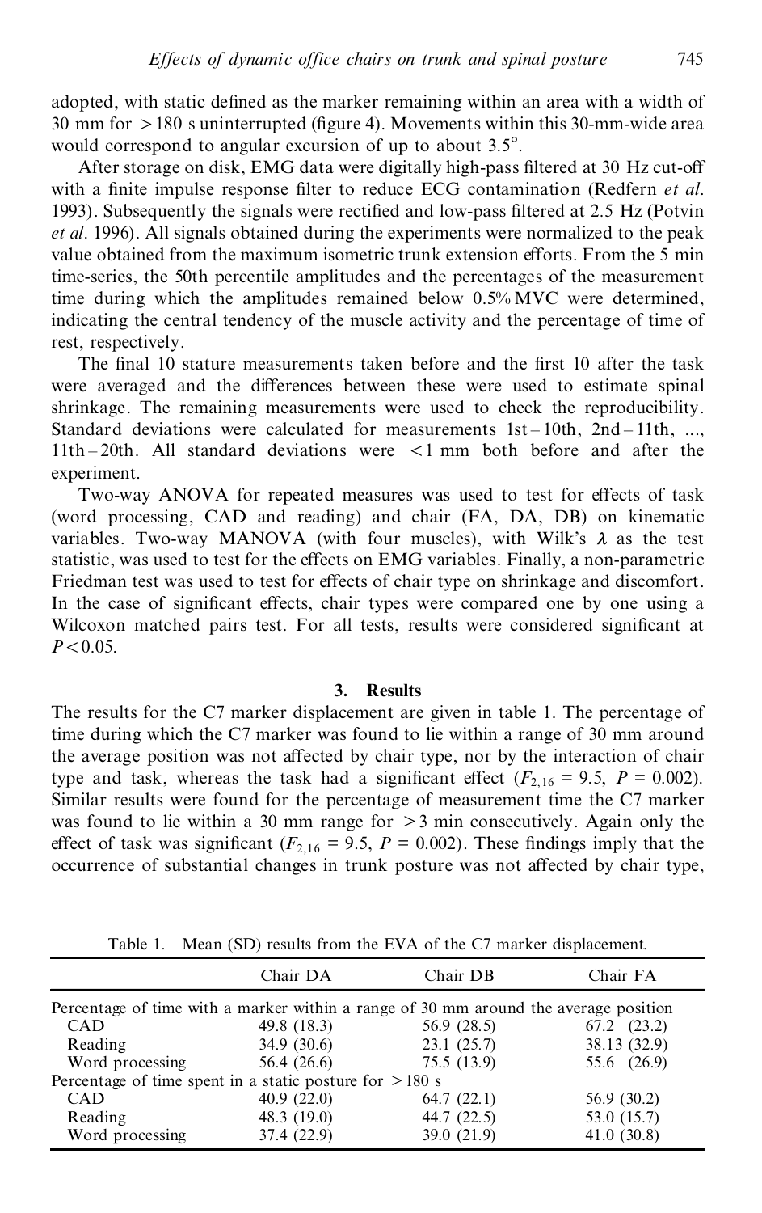adopted, with static defined as the marker remaining within an area with a width of 30 mm for $>180$ s uninterrupted (figure 4). Movements within this 30-mm-wide area would correspond to angular excursion of up to about 3.5°.

After storage on disk, EMG data were digitally high-pass filtered at 30 Hz cut-off with a finite impulse response filter to reduce ECG contamination (Redfern *et al*. 1993). Subsequently the signals were rectified and low-pass filtered at 2.5 Hz (Potvin *et al*. 1996). All signals obtained during the experiments were normalized to the peak value obtained from the maximum isometric trunk extension efforts. From the 5 min time-series, the 50th percentile amplitudes and the percentages of the measurement time during which the amplitudes remained below 0.5% MVC were determined, indicating the central tendency of the muscle activity and the percentage of time of rest, respectively.

The final 10 stature measurements taken before and the first 10 after the task were averaged and the differences between these were used to estimate spinal shrinkage. The remaining measurements were used to check the reproducibility. Standard deviations were calculated for measurements 1st–10th, 2nd–11th, ..., 11th–20th. All standard deviations were $<1$ mm both before and after the experiment.

Two-way ANOVA for repeated measures was used to test for effects of task (word processing, CAD and reading) and chair (FA, DA, DB) on kinematic variables. Two-way MANOVA (with four muscles), with Wilk's $\lambda$ as the test statistic, was used to test for the effects on EMG variables. Finally, a non-parametric Friedman test was used to test for effects of chair type on shrinkage and discomfort. In the case of significant effects, chair types were compared one by one using a Wilcoxon matched pairs test. For all tests, results were considered significant at $P<0.05$.

## 3. Results

The results for the C7 marker displacement are given in table 1. The percentage of time during which the C7 marker was found to lie within a range of 30 mm around the average position was not affected by chair type, nor by the interaction of chair type and task, whereas the task had a significant effect ($F_{2,16} = 9.5$, $P = 0.002$). Similar results were found for the percentage of measurement time the C7 marker was found to lie within a 30 mm range for $>3$ min consecutively. Again only the effect of task was significant ($F_{2,16} = 9.5$, $P = 0.002$). These findings imply that the occurrence of substantial changes in trunk posture was not affected by chair type,

Table 1. Mean (SD) results from the EVA of the C7 marker displacement.

| | Chair DA | Chair DB | Chair FA |
|---|---|---|---|
| Percentage of time with a marker within a range of 30 mm around the average position | | | |
| CAD | 49.8 (18.3) | 56.9 (28.5) | 67.2 (23.2) |
| Reading | 34.9 (30.6) | 23.1 (25.7) | 38.13 (32.9) |
| Word processing | 56.4 (26.6) | 75.5 (13.9) | 55.6 (26.9) |
| Percentage of time spent in a static posture for $>180$ s | | | |
| CAD | 40.9 (22.0) | 64.7 (22.1) | 56.9 (30.2) |
| Reading | 48.3 (19.0) | 44.7 (22.5) | 53.0 (15.7) |
| Word processing | 37.4 (22.9) | 39.0 (21.9) | 41.0 (30.8) |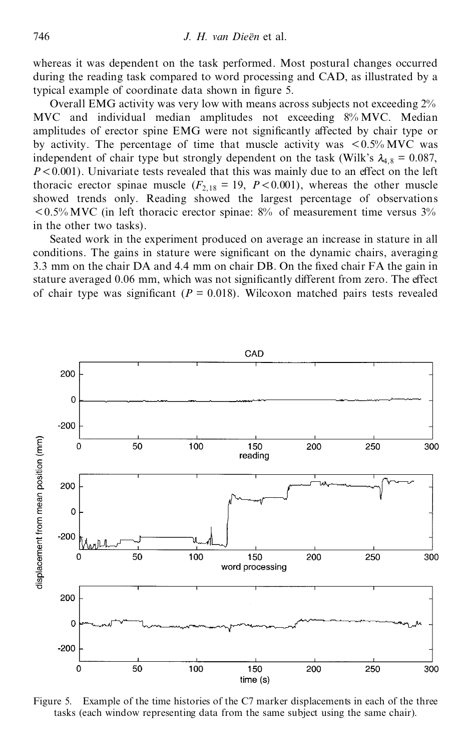whereas it was dependent on the task performed. Most postural changes occurred during the reading task compared to word processing and CAD, as illustrated by a typical example of coordinate data shown in figure 5.

Overall EMG activity was very low with means across subjects not exceeding 2% MVC and individual median amplitudes not exceeding 8% MVC. Median amplitudes of erector spine EMG were not significantly affected by chair type or by activity. The percentage of time that muscle activity was $<0.5\%$ MVC was independent of chair type but strongly dependent on the task (Wilk's $\lambda_{4,8} = 0.087$, $P<0.001$). Univariate tests revealed that this was mainly due to an effect on the left thoracic erector spinae muscle ($F_{2,18} = 19$, $P<0.001$), whereas the other muscle showed trends only. Reading showed the largest percentage of observations $<0.5\%$ MVC (in left thoracic erector spinae: 8% of measurement time versus 3% in the other two tasks).

Seated work in the experiment produced on average an increase in stature in all conditions. The gains in stature were significant on the dynamic chairs, averaging 3.3 mm on the chair DA and 4.4 mm on chair DB. On the fixed chair FA the gain in stature averaged 0.06 mm, which was not significantly different from zero. The effect of chair type was significant ($P = 0.018$). Wilcoxon matched pairs tests revealed

CAD
200
0
-200
0 50 100 150 200 250 300
reading
200
0
-200
0 50 100 150 200 250 300
word processing
200
0
-200
0 50 100 150 200 250 300
time (s)
displacement from mean position (mm)

Figure 5. Example of the time histories of the C7 marker displacements in each of the three tasks (each window representing data from the same subject using the same chair).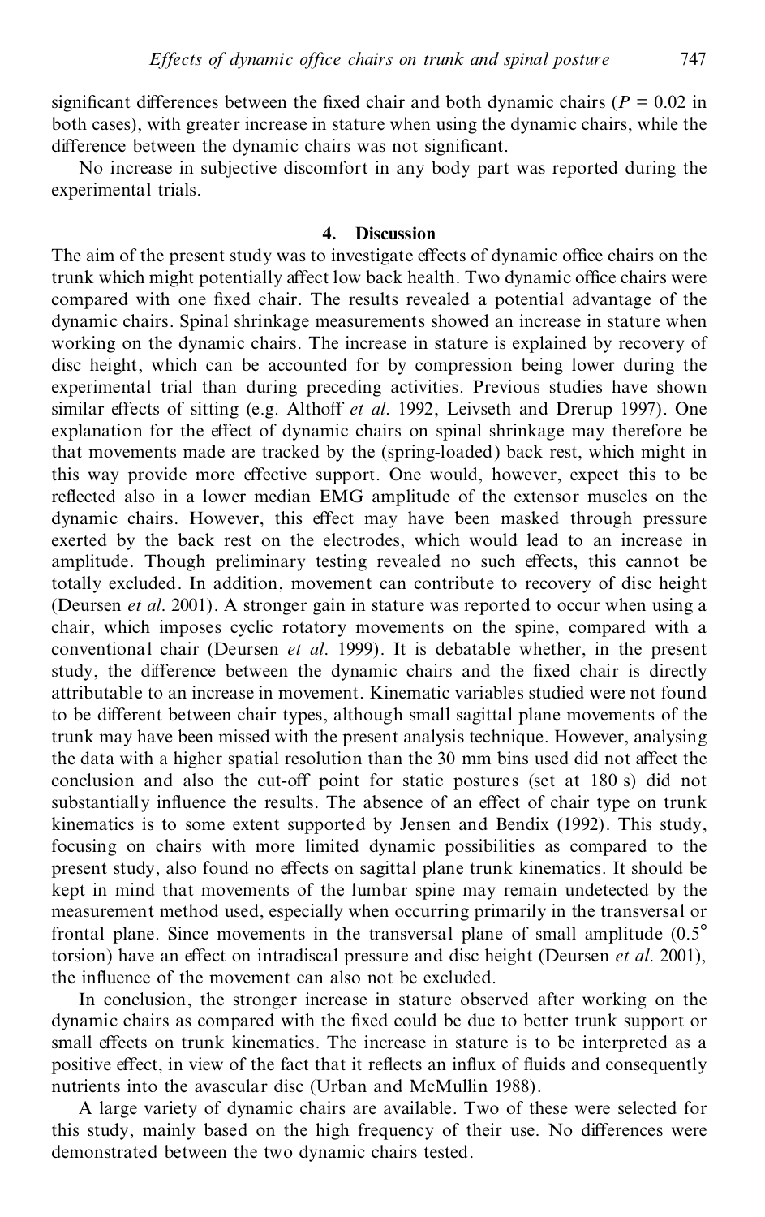significant differences between the fixed chair and both dynamic chairs ($P = 0.02$ in both cases), with greater increase in stature when using the dynamic chairs, while the difference between the dynamic chairs was not significant.

No increase in subjective discomfort in any body part was reported during the experimental trials.

## 4. Discussion

The aim of the present study was to investigate effects of dynamic office chairs on the trunk which might potentially affect low back health. Two dynamic office chairs were compared with one fixed chair. The results revealed a potential advantage of the dynamic chairs. Spinal shrinkage measurements showed an increase in stature when working on the dynamic chairs. The increase in stature is explained by recovery of disc height, which can be accounted for by compression being lower during the experimental trial than during preceding activities. Previous studies have shown similar effects of sitting (e.g. Althoff *et al*. 1992, Leivseth and Drerup 1997). One explanation for the effect of dynamic chairs on spinal shrinkage may therefore be that movements made are tracked by the (spring-loaded) back rest, which might in this way provide more effective support. One would, however, expect this to be reflected also in a lower median EMG amplitude of the extensor muscles on the dynamic chairs. However, this effect may have been masked through pressure exerted by the back rest on the electrodes, which would lead to an increase in amplitude. Though preliminary testing revealed no such effects, this cannot be totally excluded. In addition, movement can contribute to recovery of disc height (Deursen *et al*. 2001). A stronger gain in stature was reported to occur when using a chair, which imposes cyclic rotatory movements on the spine, compared with a conventional chair (Deursen *et al*. 1999). It is debatable whether, in the present study, the difference between the dynamic chairs and the fixed chair is directly attributable to an increase in movement. Kinematic variables studied were not found to be different between chair types, although small sagittal plane movements of the trunk may have been missed with the present analysis technique. However, analysing the data with a higher spatial resolution than the 30 mm bins used did not affect the conclusion and also the cut-off point for static postures (set at 180 s) did not substantially influence the results. The absence of an effect of chair type on trunk kinematics is to some extent supported by Jensen and Bendix (1992). This study, focusing on chairs with more limited dynamic possibilities as compared to the present study, also found no effects on sagittal plane trunk kinematics. It should be kept in mind that movements of the lumbar spine may remain undetected by the measurement method used, especially when occurring primarily in the transversal or frontal plane. Since movements in the transversal plane of small amplitude ($0.5^\circ$ torsion) have an effect on intradiscal pressure and disc height (Deursen *et al*. 2001), the influence of the movement can also not be excluded.

In conclusion, the stronger increase in stature observed after working on the dynamic chairs as compared with the fixed could be due to better trunk support or small effects on trunk kinematics. The increase in stature is to be interpreted as a positive effect, in view of the fact that it reflects an influx of fluids and consequently nutrients into the avascular disc (Urban and McMullin 1988).

A large variety of dynamic chairs are available. Two of these were selected for this study, mainly based on the high frequency of their use. No differences were demonstrated between the two dynamic chairs tested.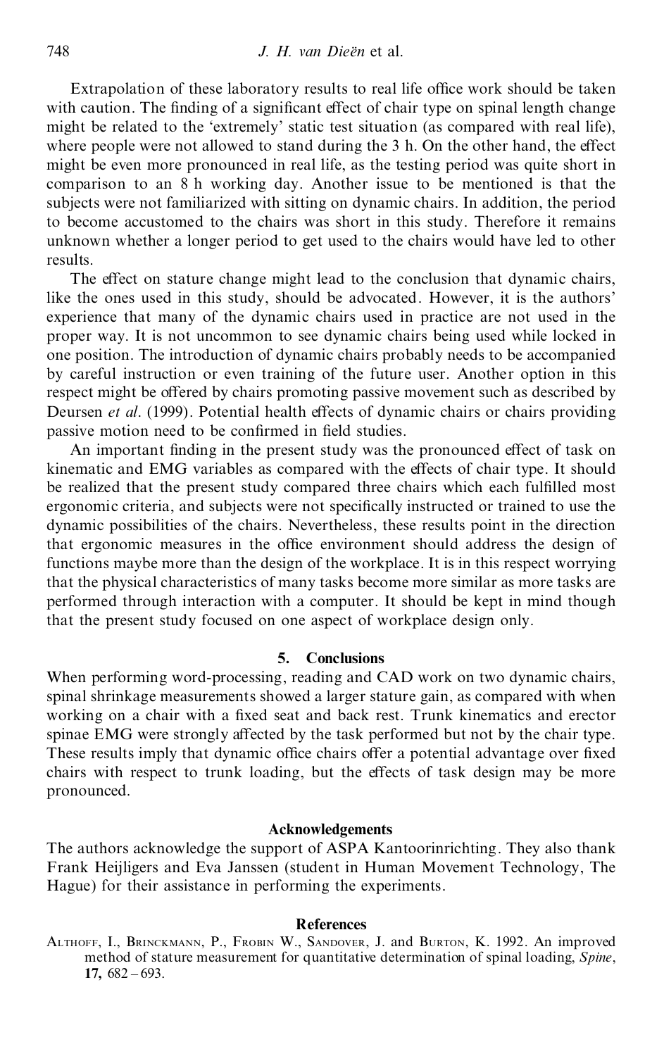Extrapolation of these laboratory results to real life office work should be taken with caution. The finding of a significant effect of chair type on spinal length change might be related to the 'extremely' static test situation (as compared with real life), where people were not allowed to stand during the 3 h. On the other hand, the effect might be even more pronounced in real life, as the testing period was quite short in comparison to an 8 h working day. Another issue to be mentioned is that the subjects were not familiarized with sitting on dynamic chairs. In addition, the period to become accustomed to the chairs was short in this study. Therefore it remains unknown whether a longer period to get used to the chairs would have led to other results.

The effect on stature change might lead to the conclusion that dynamic chairs, like the ones used in this study, should be advocated. However, it is the authors' experience that many of the dynamic chairs used in practice are not used in the proper way. It is not uncommon to see dynamic chairs being used while locked in one position. The introduction of dynamic chairs probably needs to be accompanied by careful instruction or even training of the future user. Another option in this respect might be offered by chairs promoting passive movement such as described by Deursen *et al*. (1999). Potential health effects of dynamic chairs or chairs providing passive motion need to be confirmed in field studies.

An important finding in the present study was the pronounced effect of task on kinematic and EMG variables as compared with the effects of chair type. It should be realized that the present study compared three chairs which each fulfilled most ergonomic criteria, and subjects were not specifically instructed or trained to use the dynamic possibilities of the chairs. Nevertheless, these results point in the direction that ergonomic measures in the office environment should address the design of functions maybe more than the design of the workplace. It is in this respect worrying that the physical characteristics of many tasks become more similar as more tasks are performed through interaction with a computer. It should be kept in mind though that the present study focused on one aspect of workplace design only.

## 5. Conclusions

When performing word-processing, reading and CAD work on two dynamic chairs, spinal shrinkage measurements showed a larger stature gain, as compared with when working on a chair with a fixed seat and back rest. Trunk kinematics and erector spinae EMG were strongly affected by the task performed but not by the chair type. These results imply that dynamic office chairs offer a potential advantage over fixed chairs with respect to trunk loading, but the effects of task design may be more pronounced.

## Acknowledgements

The authors acknowledge the support of ASPA Kantoorinrichting. They also thank Frank Heijligers and Eva Janssen (student in Human Movement Technology, The Hague) for their assistance in performing the experiments.

## References

Althoff, I., Brinckmann, P., Frobin W., Sandover, J. and Burton, K. 1992. An improved method of stature measurement for quantitative determination of spinal loading, *Spine*, **17,** 682–693.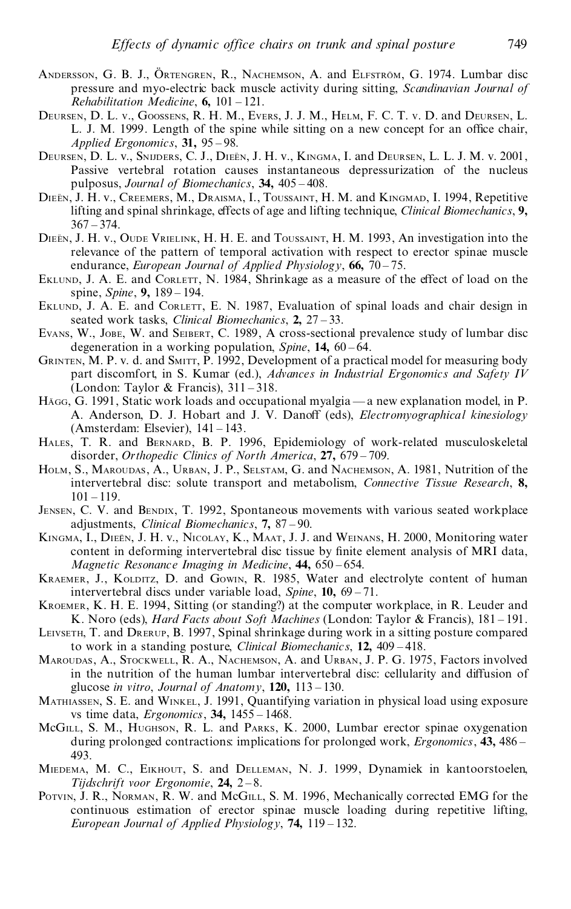Andersson, G. B. J., Örtengren, R., Nachemson, A. and Elfström, G. 1974. Lumbar disc pressure and myo-electric back muscle activity during sitting, *Scandinavian Journal of Rehabilitation Medicine*, **6,** 101 – 121.

Deursen, D. L. v., Goossens, R. H. M., Evers, J. J. M., Helm, F. C. T. v. D. and Deursen, L. L. J. M. 1999. Length of the spine while sitting on a new concept for an office chair, *Applied Ergonomics*, **31,** 95 – 98.

Deursen, D. L. v., Snijders, C. J., Dieën, J. H. v., Kingma, I. and Deursen, L. L. J. M. v. 2001, Passive vertebral rotation causes instantaneous depressurization of the nucleus pulposus, *Journal of Biomechanics*, **34,** 405 – 408.

Dieën, J. H. v., Creemers, M., Draisma, I., Toussaint, H. M. and Kingmad, I. 1994, Repetitive lifting and spinal shrinkage, effects of age and lifting technique, *Clinical Biomechanics*, **9,** 367 – 374.

Dieën, J. H. v., Oude Vrielink, H. H. E. and Toussaint, H. M. 1993, An investigation into the relevance of the pattern of temporal activation with respect to erector spinae muscle endurance, *European Journal of Applied Physiology*, **66,** 70 – 75.

Eklund, J. A. E. and Corlett, N. 1984, Shrinkage as a measure of the effect of load on the spine, *Spine*, **9,** 189 – 194.

Eklund, J. A. E. and Corlett, E. N. 1987, Evaluation of spinal loads and chair design in seated work tasks, *Clinical Biomechanics*, **2,** 27 – 33.

Evans, W., Jobe, W. and Seibert, C. 1989, A cross-sectional prevalence study of lumbar disc degeneration in a working population, *Spine*, **14,** 60 – 64.

Grinten, M. P. v. d. and Smitt, P. 1992, Development of a practical model for measuring body part discomfort, in S. Kumar (ed.), *Advances in Industrial Ergonomics and Safety IV* (London: Taylor & Francis), 311 – 318.

Hägg, G. 1991, Static work loads and occupational myalgia — a new explanation model, in P. A. Anderson, D. J. Hobart and J. V. Danoff (eds), *Electromyographical kinesiology* (Amsterdam: Elsevier), 141 – 143.

Hales, T. R. and Bernard, B. P. 1996, Epidemiology of work-related musculoskeletal disorder, *Orthopedic Clinics of North America*, **27,** 679 – 709.

Holm, S., Maroudas, A., Urban, J. P., Selstam, G. and Nachemson, A. 1981, Nutrition of the intervertebral disc: solute transport and metabolism, *Connective Tissue Research*, **8,** 101 – 119.

Jensen, C. V. and Bendix, T. 1992, Spontaneous movements with various seated workplace adjustments, *Clinical Biomechanics*, **7,** 87 – 90.

Kingma, I., Dieën, J. H. v., Nicolay, K., Maat, J. J. and Weinans, H. 2000, Monitoring water content in deforming intervertebral disc tissue by finite element analysis of MRI data, *Magnetic Resonance Imaging in Medicine*, **44,** 650 – 654.

Kraemer, J., Kolditz, D. and Gowin, R. 1985, Water and electrolyte content of human intervertebral discs under variable load, *Spine*, **10,** 69 – 71.

Kroemer, K. H. E. 1994, Sitting (or standing?) at the computer workplace, in R. Leuder and K. Noro (eds), *Hard Facts about Soft Machines* (London: Taylor & Francis), 181 – 191.

Leivseth, T. and Drerup, B. 1997, Spinal shrinkage during work in a sitting posture compared to work in a standing posture, *Clinical Biomechanics*, **12,** 409 – 418.

Maroudas, A., Stockwell, R. A., Nachemson, A. and Urban, J. P. G. 1975, Factors involved in the nutrition of the human lumbar intervertebral disc: cellularity and diffusion of glucose *in vitro*, *Journal of Anatomy*, **120,** 113 – 130.

Mathiassen, S. E. and Winkel, J. 1991, Quantifying variation in physical load using exposure vs time data, *Ergonomics*, **34,** 1455 – 1468.

McGill, S. M., Hughson, R. L. and Parks, K. 2000, Lumbar erector spinae oxygenation during prolonged contractions: implications for prolonged work, *Ergonomics*, **43,** 486 – 493.

Miedema, M. C., Eikhout, S. and Delleman, N. J. 1999, Dynamiek in kantoorstoelen, *Tijdschrift voor Ergonomie*, **24,** 2 – 8.

Potvin, J. R., Norman, R. W. and McGill, S. M. 1996, Mechanically corrected EMG for the continuous estimation of erector spinae muscle loading during repetitive lifting, *European Journal of Applied Physiology*, **74,** 119 – 132.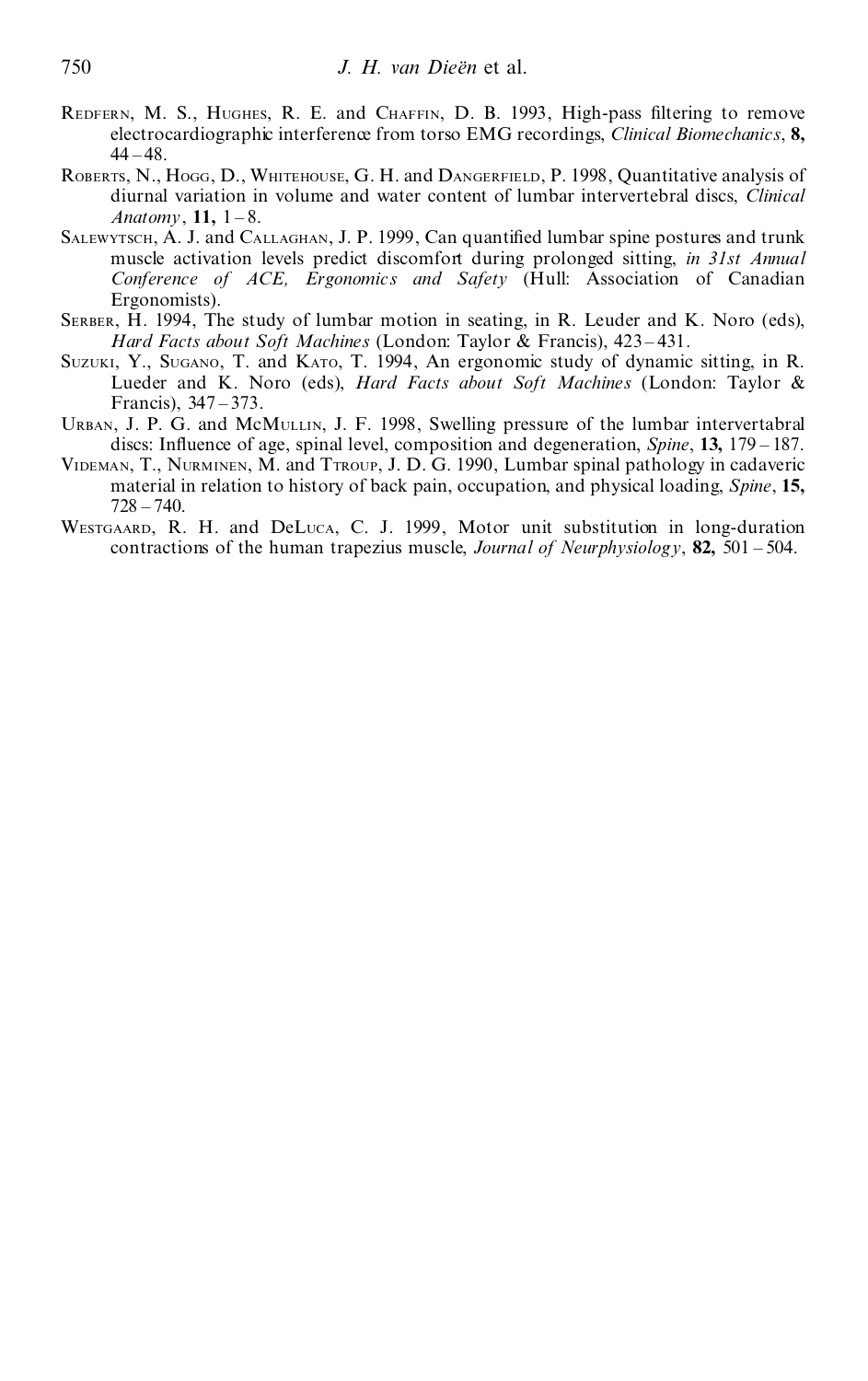Redfern, M. S., Hughes, R. E. and Chaffin, D. B. 1993, High-pass filtering to remove electrocardiographic interference from torso EMG recordings, *Clinical Biomechanics*, **8,** 44 – 48.

Roberts, N., Hogg, D., Whitehouse, G. H. and Dangerfield, P. 1998, Quantitative analysis of diurnal variation in volume and water content of lumbar intervertebral discs, *Clinical Anatomy*, **11,** 1 – 8.

Salewytsch, A. J. and Callaghan, J. P. 1999, Can quantified lumbar spine postures and trunk muscle activation levels predict discomfort during prolonged sitting, *in 31st Annual Conference of ACE, Ergonomics and Safety* (Hull: Association of Canadian Ergonomists).

Serber, H. 1994, The study of lumbar motion in seating, in R. Leuder and K. Noro (eds), *Hard Facts about Soft Machines* (London: Taylor & Francis), 423 – 431.

Suzuki, Y., Sugano, T. and Kato, T. 1994, An ergonomic study of dynamic sitting, in R. Lueder and K. Noro (eds), *Hard Facts about Soft Machines* (London: Taylor & Francis), 347 – 373.

Urban, J. P. G. and McMullin, J. F. 1998, Swelling pressure of the lumbar intervertabral discs: Influence of age, spinal level, composition and degeneration, *Spine*, **13,** 179 – 187.

Videman, T., Nurminen, M. and Ttroup, J. D. G. 1990, Lumbar spinal pathology in cadaveric material in relation to history of back pain, occupation, and physical loading, *Spine*, **15,** 728 – 740.

Westgaard, R. H. and DeLuca, C. J. 1999, Motor unit substitution in long-duration contractions of the human trapezius muscle, *Journal of Neurphysiology*, **82,** 501 – 504.